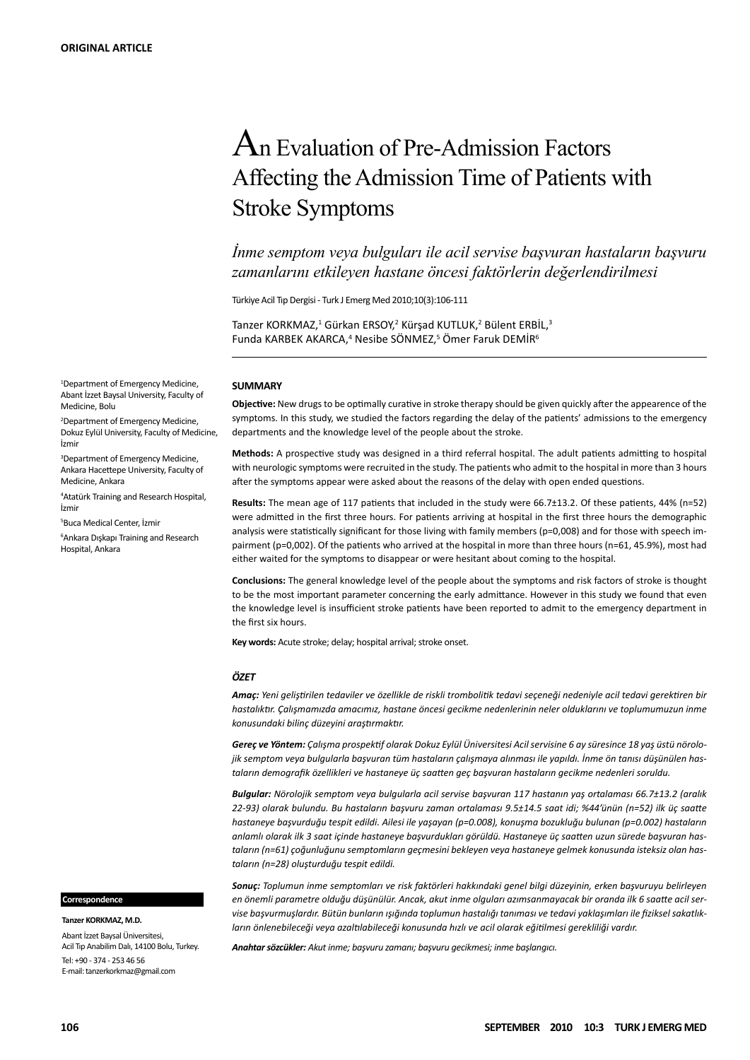**ORIGINAL ARTICLE**

# An Evaluation of Pre-Admission Factors Affecting the Admission Time of Patients with Stroke Symptoms

## *İnme semptom veya bulguları ile acil servise başvuran hastaların başvuru zamanlarını etkileyen hastane öncesi faktörlerin değerlendirilmesi*

Türkiye Acil Tıp Dergisi - Turk J Emerg Med 2010;10(3):106-111

Tanzer KORKMAZ,[1] Gürkan ERSOY,[2] Kürşad KUTLUK,[2] Bülent ERBİL,[3] Funda KARBEK AKARCA,[4] Nesibe SÖNMEZ,[5] Ömer Faruk DEMİR[6]

[1]Department of Emergency Medicine, Abant İzzet Baysal University, Faculty of Medicine, Bolu

[2]Department of Emergency Medicine, Dokuz Eylül University, Faculty of Medicine, İzmir

[3]Department of Emergency Medicine, Ankara Hacettepe University, Faculty of Medicine, Ankara

[4]Atatürk Training and Research Hospital, İzmir

[5]Buca Medical Center, İzmir

[6]Ankara Dışkapı Training and Research Hospital, Ankara

### SUMMARY

**Objective:** New drugs to be optimally curative in stroke therapy should be given quickly after the appearence of the symptoms. In this study, we studied the factors regarding the delay of the patients' admissions to the emergency departments and the knowledge level of the people about the stroke.

**Methods:** A prospective study was designed in a third referral hospital. The adult patients admitting to hospital with neurologic symptoms were recruited in the study. The patients who admit to the hospital in more than 3 hours after the symptoms appear were asked about the reasons of the delay with open ended questions.

**Results:** The mean age of 117 patients that included in the study were 66.7±13.2. Of these patients, 44% (n=52) were admitted in the first three hours. For patients arriving at hospital in the first three hours the demographic analysis were statistically significant for those living with family members (p=0,008) and for those with speech impairment (p=0,002). Of the patients who arrived at the hospital in more than three hours (n=61, 45.9%), most had either waited for the symptoms to disappear or were hesitant about coming to the hospital.

**Conclusions:** The general knowledge level of the people about the symptoms and risk factors of stroke is thought to be the most important parameter concerning the early admittance. However in this study we found that even the knowledge level is insufficient stroke patients have been reported to admit to the emergency department in the first six hours.

**Key words:** Acute stroke; delay; hospital arrival; stroke onset.

### *ÖZET*

***Amaç:*** *Yeni geliştirilen tedaviler ve özellikle de riskli trombolitik tedavi seçeneği nedeniyle acil tedavi gerektiren bir hastalıktır. Çalışmamızda amacımız, hastane öncesi gecikme nedenlerinin neler olduklarını ve toplumumuzun inme konusundaki bilinç düzeyini araştırmaktır.*

***Gereç ve Yöntem:*** *Çalışma prospektif olarak Dokuz Eylül Üniversitesi Acil servisine 6 ay süresince 18 yaş üstü nörolojik semptom veya bulgularla başvuran tüm hastaların çalışmaya alınması ile yapıldı. İnme ön tanısı düşünülen hastaların demografik özellikleri ve hastaneye üç saatten geç başvuran hastaların gecikme nedenleri soruldu.*

***Bulgular:*** *Nörolojik semptom veya bulgularla acil servise başvuran 117 hastanın yaş ortalaması 66.7±13.2 (aralık 22-93) olarak bulundu. Bu hastaların başvuru zaman ortalaması 9.5±14.5 saat idi; %44'ünün (n=52) ilk üç saatte hastaneye başvurduğu tespit edildi. Ailesi ile yaşayan (p=0.008), konuşma bozukluğu bulunan (p=0.002) hastaların anlamlı olarak ilk 3 saat içinde hastaneye başvurdukları görüldü. Hastaneye üç saatten uzun sürede başvuran hastaların (n=61) çoğunluğunu semptomların geçmesini bekleyen veya hastaneye gelmek konusunda isteksiz olan hastaların (n=28) oluşturduğu tespit edildi.*

***Sonuç:*** *Toplumun inme semptomları ve risk faktörleri hakkındaki genel bilgi düzeyinin, erken başvuruyu belirleyen en önemli parametre olduğu düşünülür. Ancak, akut inme olguları azımsanmayacak bir oranda ilk 6 saatte acil servise başvurmuşlardır. Bütün bunların ışığında toplumun hastalığı tanıması ve tedavi yaklaşımları ile fiziksel sakatlıkların önlenebileceği veya azaltılabileceği konusunda hızlı ve acil olarak eğitilmesi gerekliliği vardır.*

***Anahtar sözcükler:*** *Akut inme; başvuru zamanı; başvuru gecikmesi; inme başlangıcı.*

**Correspondence**

**Tanzer KORKMAZ, M.D.**

Abant İzzet Baysal Üniversitesi,
Acil Tıp Anabilim Dalı, 14100 Bolu, Turkey.

Tel: +90 - 374 - 253 46 56
E-mail: tanzerkorkmaz@gmail.com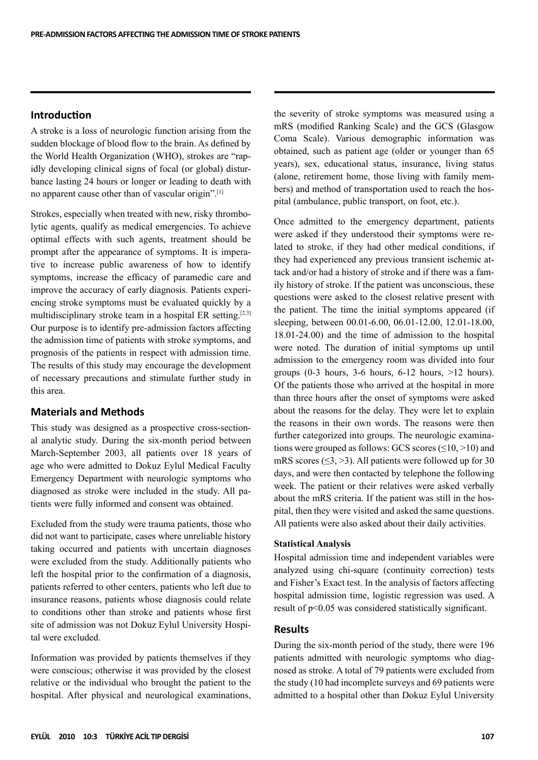## Introduction

A stroke is a loss of neurologic function arising from the sudden blockage of blood flow to the brain. As defined by the World Health Organization (WHO), strokes are "rapidly developing clinical signs of focal (or global) disturbance lasting 24 hours or longer or leading to death with no apparent cause other than of vascular origin".[1]

Strokes, especially when treated with new, risky thrombolytic agents, qualify as medical emergencies. To achieve optimal effects with such agents, treatment should be prompt after the appearance of symptoms. It is imperative to increase public awareness of how to identify symptoms, increase the efficacy of paramedic care and improve the accuracy of early diagnosis. Patients experiencing stroke symptoms must be evaluated quickly by a multidisciplinary stroke team in a hospital ER setting.[2,3] Our purpose is to identify pre-admission factors affecting the admission time of patients with stroke symptoms, and prognosis of the patients in respect with admission time. The results of this study may encourage the development of necessary precautions and stimulate further study in this area.

## Materials and Methods

This study was designed as a prospective cross-sectional analytic study. During the six-month period between March-September 2003, all patients over 18 years of age who were admitted to Dokuz Eylul Medical Faculty Emergency Department with neurologic symptoms who diagnosed as stroke were included in the study. All patients were fully informed and consent was obtained.

Excluded from the study were trauma patients, those who did not want to participate, cases where unreliable history taking occurred and patients with uncertain diagnoses were excluded from the study. Additionally patients who left the hospital prior to the confirmation of a diagnosis, patients referred to other centers, patients who left due to insurance reasons, patients whose diagnosis could relate to conditions other than stroke and patients whose first site of admission was not Dokuz Eylul University Hospital were excluded.

Information was provided by patients themselves if they were conscious; otherwise it was provided by the closest relative or the individual who brought the patient to the hospital. After physical and neurological examinations, the severity of stroke symptoms was measured using a mRS (modified Ranking Scale) and the GCS (Glasgow Coma Scale). Various demographic information was obtained, such as patient age (older or younger than 65 years), sex, educational status, insurance, living status (alone, retirement home, those living with family members) and method of transportation used to reach the hospital (ambulance, public transport, on foot, etc.).

Once admitted to the emergency department, patients were asked if they understood their symptoms were related to stroke, if they had other medical conditions, if they had experienced any previous transient ischemic attack and/or had a history of stroke and if there was a family history of stroke. If the patient was unconscious, these questions were asked to the closest relative present with the patient. The time the initial symptoms appeared (if sleeping, between 00.01-6.00, 06.01-12.00, 12.01-18.00, 18.01-24.00) and the time of admission to the hospital were noted. The duration of initial symptoms up until admission to the emergency room was divided into four groups (0-3 hours, 3-6 hours, 6-12 hours, >12 hours). Of the patients those who arrived at the hospital in more than three hours after the onset of symptoms were asked about the reasons for the delay. They were let to explain the reasons in their own words. The reasons were then further categorized into groups. The neurologic examinations were grouped as follows: GCS scores (≤10, >10) and mRS scores (≤3, >3). All patients were followed up for 30 days, and were then contacted by telephone the following week. The patient or their relatives were asked verbally about the mRS criteria. If the patient was still in the hospital, then they were visited and asked the same questions. All patients were also asked about their daily activities.

### Statistical Analysis

Hospital admission time and independent variables were analyzed using chi-square (continuity correction) tests and Fisher's Exact test. In the analysis of factors affecting hospital admission time, logistic regression was used. A result of $p<0.05$ was considered statistically significant.

## Results

During the six-month period of the study, there were 196 patients admitted with neurologic symptoms who diagnosed as stroke. A total of 79 patients were excluded from the study (10 had incomplete surveys and 69 patients were admitted to a hospital other than Dokuz Eylul University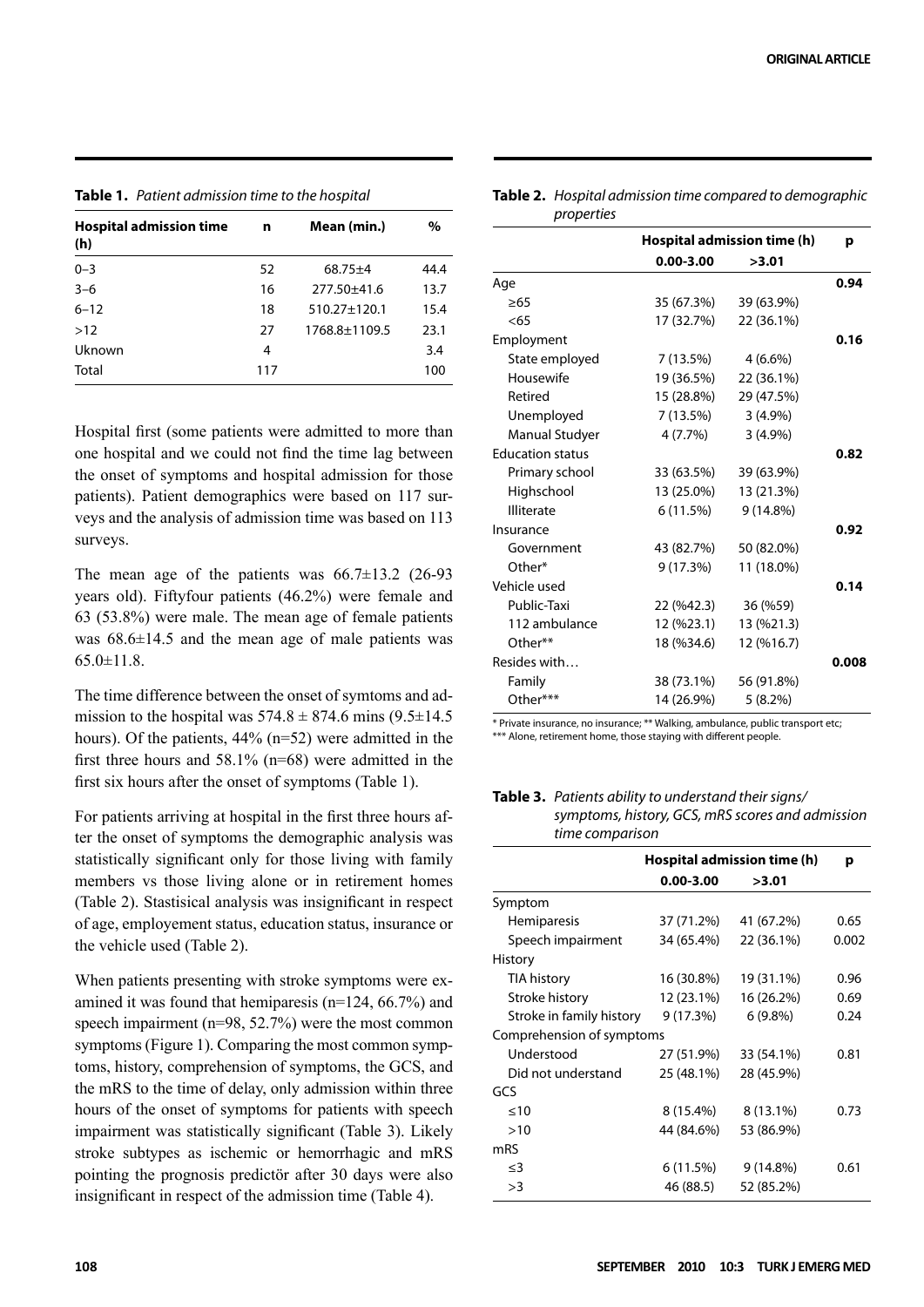**Table 1.** *Patient admission time to the hospital*

| Hospital admission time (h) | n | Mean (min.) | % |
|---|---|---|---|
| 0–3 | 52 | 68.75±4 | 44.4 |
| 3–6 | 16 | 277.50±41.6 | 13.7 |
| 6–12 | 18 | 510.27±120.1 | 15.4 |
| >12 | 27 | 1768.8±1109.5 | 23.1 |
| Uknown | 4 | | 3.4 |
| Total | 117 | | 100 |

Hospital first (some patients were admitted to more than one hospital and we could not find the time lag between the onset of symptoms and hospital admission for those patients). Patient demographics were based on 117 surveys and the analysis of admission time was based on 113 surveys.

The mean age of the patients was 66.7±13.2 (26-93 years old). Fiftyfour patients (46.2%) were female and 63 (53.8%) were male. The mean age of female patients was 68.6±14.5 and the mean age of male patients was 65.0±11.8.

The time difference between the onset of symtoms and admission to the hospital was 574.8 ± 874.6 mins (9.5±14.5 hours). Of the patients, 44% (n=52) were admitted in the first three hours and 58.1% (n=68) were admitted in the first six hours after the onset of symptoms (Table 1).

For patients arriving at hospital in the first three hours after the onset of symptoms the demographic analysis was statistically significant only for those living with family members vs those living alone or in retirement homes (Table 2). Stastisical analysis was insignificant in respect of age, employement status, education status, insurance or the vehicle used (Table 2).

When patients presenting with stroke symptoms were examined it was found that hemiparesis (n=124, 66.7%) and speech impairment (n=98, 52.7%) were the most common symptoms (Figure 1). Comparing the most common symptoms, history, comprehension of symptoms, the GCS, and the mRS to the time of delay, only admission within three hours of the onset of symptoms for patients with speech impairment was statistically significant (Table 3). Likely stroke subtypes as ischemic or hemorrhagic and mRS pointing the prognosis predictör after 30 days were also insignificant in respect of the admission time (Table 4).

**Table 2.** *Hospital admission time compared to demographic properties*

| | Hospital admission time (h) | | p |
|---|---|---|---|
| | 0.00-3.00 | >3.01 | |
| Age | | | **0.94** |
| ≥65 | 35 (67.3%) | 39 (63.9%) | |
| <65 | 17 (32.7%) | 22 (36.1%) | |
| Employment | | | **0.16** |
| State employed | 7 (13.5%) | 4 (6.6%) | |
| Housewife | 19 (36.5%) | 22 (36.1%) | |
| Retired | 15 (28.8%) | 29 (47.5%) | |
| Unemployed | 7 (13.5%) | 3 (4.9%) | |
| Manual Studyer | 4 (7.7%) | 3 (4.9%) | |
| Education status | | | **0.82** |
| Primary school | 33 (63.5%) | 39 (63.9%) | |
| Highschool | 13 (25.0%) | 13 (21.3%) | |
| Illiterate | 6 (11.5%) | 9 (14.8%) | |
| Insurance | | | **0.92** |
| Government | 43 (82.7%) | 50 (82.0%) | |
| Other* | 9 (17.3%) | 11 (18.0%) | |
| Vehicle used | | | **0.14** |
| Public-Taxi | 22 (%42.3) | 36 (%59) | |
| 112 ambulance | 12 (%23.1) | 13 (%21.3) | |
| Other** | 18 (%34.6) | 12 (%16.7) | |
| Resides with… | | | **0.008** |
| Family | 38 (73.1%) | 56 (91.8%) | |
| Other*** | 14 (26.9%) | 5 (8.2%) | |

\* Private insurance, no insurance; ** Walking, ambulance, public transport etc; *** Alone, retirement home, those staying with different people.

**Table 3.** *Patients ability to understand their signs/ symptoms, history, GCS, mRS scores and admission time comparison*

| | Hospital admission time (h) | | p |
|---|---|---|---|
| | 0.00-3.00 | >3.01 | |
| Symptom | | | |
| Hemiparesis | 37 (71.2%) | 41 (67.2%) | 0.65 |
| Speech impairment | 34 (65.4%) | 22 (36.1%) | 0.002 |
| History | | | |
| TIA history | 16 (30.8%) | 19 (31.1%) | 0.96 |
| Stroke history | 12 (23.1%) | 16 (26.2%) | 0.69 |
| Stroke in family history | 9 (17.3%) | 6 (9.8%) | 0.24 |
| Comprehension of symptoms | | | |
| Understood | 27 (51.9%) | 33 (54.1%) | 0.81 |
| Did not understand | 25 (48.1%) | 28 (45.9%) | |
| GCS | | | |
| ≤10 | 8 (15.4%) | 8 (13.1%) | 0.73 |
| >10 | 44 (84.6%) | 53 (86.9%) | |
| mRS | | | |
| ≤3 | 6 (11.5%) | 9 (14.8%) | 0.61 |
| >3 | 46 (88.5) | 52 (85.2%) | |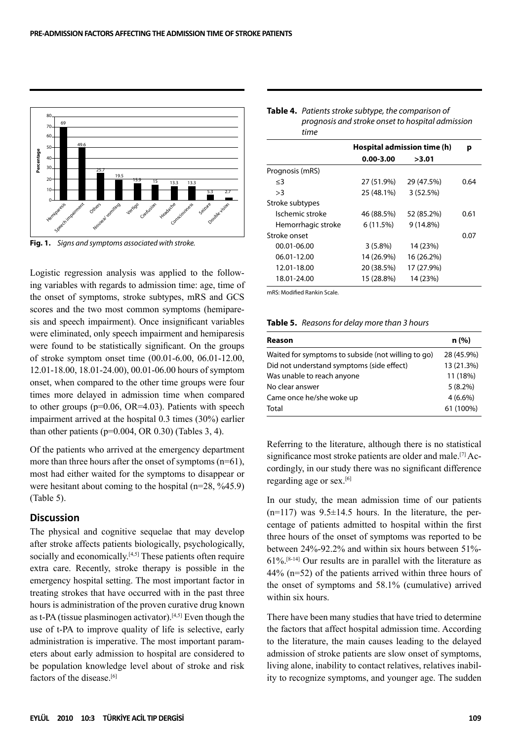80
70
60
50
40
30
20
10
0
Percentage
69
49.6
25.7
19.5
15.9
15
13.3
13.3
5.3
2.7
Hemiparesis
Speech impairment
Others
Nousea/ vomiting
Vertigo
Confusion
Headache
Consciousness
Seizure
Double vision

**Fig. 1.** *Signs and symptoms associated with stroke.*

Logistic regression analysis was applied to the following variables with regards to admission time: age, time of the onset of symptoms, stroke subtypes, mRS and GCS scores and the two most common symptoms (hemiparesis and speech impairment). Once insignificant variables were eliminated, only speech impairment and hemiparesis were found to be statistically significant. On the groups of stroke symptom onset time (00.01-6.00, 06.01-12.00, 12.01-18.00, 18.01-24.00), 00.01-06.00 hours of symptom onset, when compared to the other time groups were four times more delayed in admission time when compared to other groups (p=0.06, OR=4.03). Patients with speech impairment arrived at the hospital 0.3 times (30%) earlier than other patients (p=0.004, OR 0.30) (Tables 3, 4).

Of the patients who arrived at the emergency department more than three hours after the onset of symptoms (n=61), most had either waited for the symptoms to disappear or were hesitant about coming to the hospital (n=28, %45.9) (Table 5).

## Discussion

The physical and cognitive sequelae that may develop after stroke affects patients biologically, psychologically, socially and economically.[4,5] These patients often require extra care. Recently, stroke therapy is possible in the emergency hospital setting. The most important factor in treating strokes that have occurred with in the past three hours is administration of the proven curative drug known as t-PA (tissue plasminogen activator).[4,5] Even though the use of t-PA to improve quality of life is selective, early administration is imperative. The most important parameters about early admission to hospital are considered to be population knowledge level about of stroke and risk factors of the disease.[6]

**Table 4.** *Patients stroke subtype, the comparison of prognosis and stroke onset to hospital admission time*

| | Hospital admission time (h) | | p |
|---|---|---|---|
| | **0.00-3.00** | **>3.01** | |
| Prognosis (mRS) | | | |
| ≤3 | 27 (51.9%) | 29 (47.5%) | 0.64 |
| >3 | 25 (48.1%) | 3 (52.5%) | |
| Stroke subtypes | | | |
| Ischemic stroke | 46 (88.5%) | 52 (85.2%) | 0.61 |
| Hemorrhagic stroke | 6 (11.5%) | 9 (14.8%) | |
| Stroke onset | | | 0.07 |
| 00.01-06.00 | 3 (5.8%) | 14 (23%) | |
| 06.01-12.00 | 14 (26.9%) | 16 (26.2%) | |
| 12.01-18.00 | 20 (38.5%) | 17 (27.9%) | |
| 18.01-24.00 | 15 (28.8%) | 14 (23%) | |

mRS: Modified Rankin Scale.

**Table 5.** *Reasons for delay more than 3 hours*

| Reason | n (%) |
|---|---|
| Waited for symptoms to subside (not willing to go) | 28 (45.9%) |
| Did not understand symptoms (side effect) | 13 (21.3%) |
| Was unable to reach anyone | 11 (18%) |
| No clear answer | 5 (8.2%) |
| Came once he/she woke up | 4 (6.6%) |
| Total | 61 (100%) |

Referring to the literature, although there is no statistical significance most stroke patients are older and male.[7] Accordingly, in our study there was no significant difference regarding age or sex.[6]

In our study, the mean admission time of our patients (n=117) was 9.5±14.5 hours. In the literature, the percentage of patients admitted to hospital within the first three hours of the onset of symptoms was reported to be between 24%-92.2% and within six hours between 51%-61%.[8-14] Our results are in parallel with the literature as 44% (n=52) of the patients arrived within three hours of the onset of symptoms and 58.1% (cumulative) arrived within six hours.

There have been many studies that have tried to determine the factors that affect hospital admission time. According to the literature, the main causes leading to the delayed admission of stroke patients are slow onset of symptoms, living alone, inability to contact relatives, relatives inability to recognize symptoms, and younger age. The sudden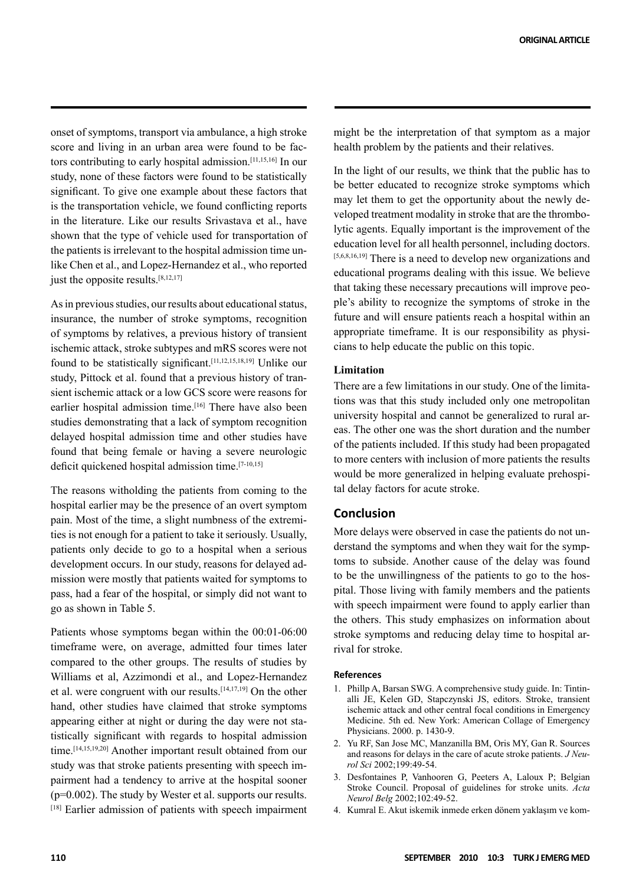onset of symptoms, transport via ambulance, a high stroke score and living in an urban area were found to be factors contributing to early hospital admission.[11,15,16] In our study, none of these factors were found to be statistically significant. To give one example about these factors that is the transportation vehicle, we found conflicting reports in the literature. Like our results Srivastava et al., have shown that the type of vehicle used for transportation of the patients is irrelevant to the hospital admission time unlike Chen et al., and Lopez-Hernandez et al., who reported just the opposite results.[8,12,17]

As in previous studies, our results about educational status, insurance, the number of stroke symptoms, recognition of symptoms by relatives, a previous history of transient ischemic attack, stroke subtypes and mRS scores were not found to be statistically significant.[11,12,15,18,19] Unlike our study, Pittock et al. found that a previous history of transient ischemic attack or a low GCS score were reasons for earlier hospital admission time.[16] There have also been studies demonstrating that a lack of symptom recognition delayed hospital admission time and other studies have found that being female or having a severe neurologic deficit quickened hospital admission time.[7-10,15]

The reasons witholding the patients from coming to the hospital earlier may be the presence of an overt symptom pain. Most of the time, a slight numbness of the extremities is not enough for a patient to take it seriously. Usually, patients only decide to go to a hospital when a serious development occurs. In our study, reasons for delayed admission were mostly that patients waited for symptoms to pass, had a fear of the hospital, or simply did not want to go as shown in Table 5.

Patients whose symptoms began within the 00:01-06:00 timeframe were, on average, admitted four times later compared to the other groups. The results of studies by Williams et al, Azzimondi et al., and Lopez-Hernandez et al. were congruent with our results.[14,17,19] On the other hand, other studies have claimed that stroke symptoms appearing either at night or during the day were not statistically significant with regards to hospital admission time.[14,15,19,20] Another important result obtained from our study was that stroke patients presenting with speech impairment had a tendency to arrive at the hospital sooner (p=0.002). The study by Wester et al. supports our results.[18] Earlier admission of patients with speech impairment might be the interpretation of that symptom as a major health problem by the patients and their relatives.

In the light of our results, we think that the public has to be better educated to recognize stroke symptoms which may let them to get the opportunity about the newly developed treatment modality in stroke that are the thrombolytic agents. Equally important is the improvement of the education level for all health personnel, including doctors.[5,6,8,16,19] There is a need to develop new organizations and educational programs dealing with this issue. We believe that taking these necessary precautions will improve people's ability to recognize the symptoms of stroke in the future and will ensure patients reach a hospital within an appropriate timeframe. It is our responsibility as physicians to help educate the public on this topic.

### Limitation

There are a few limitations in our study. One of the limitations was that this study included only one metropolitan university hospital and cannot be generalized to rural areas. The other one was the short duration and the number of the patients included. If this study had been propagated to more centers with inclusion of more patients the results would be more generalized in helping evaluate prehospital delay factors for acute stroke.

## Conclusion

More delays were observed in case the patients do not understand the symptoms and when they wait for the symptoms to subside. Another cause of the delay was found to be the unwillingness of the patients to go to the hospital. Those living with family members and the patients with speech impairment were found to apply earlier than the others. This study emphasizes on information about stroke symptoms and reducing delay time to hospital arrival for stroke.

### References

1. Phillp A, Barsan SWG. A comprehensive study guide. In: Tintinalli JE, Kelen GD, Stapczynski JS, editors. Stroke, transient ischemic attack and other central focal conditions in Emergency Medicine. 5th ed. New York: American Collage of Emergency Physicians. 2000. p. 1430-9.
2. Yu RF, San Jose MC, Manzanilla BM, Oris MY, Gan R. Sources and reasons for delays in the care of acute stroke patients. *J Neurol Sci* 2002;199:49-54.
3. Desfontaines P, Vanhooren G, Peeters A, Laloux P; Belgian Stroke Council. Proposal of guidelines for stroke units. *Acta Neurol Belg* 2002;102:49-52.
4. Kumral E. Akut iskemik inmede erken dönem yaklaşım ve kom-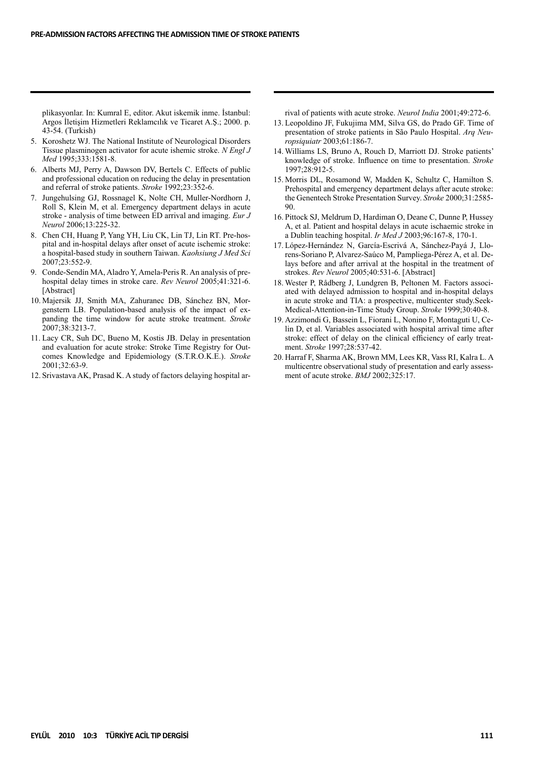plikasyonlar. In: Kumral E, editor. Akut iskemik inme. İstanbul: Argos İletişim Hizmetleri Reklamcılık ve Ticaret A.Ş.; 2000. p. 43-54. (Turkish)

5. Koroshetz WJ. The National Institute of Neurological Disorders Tissue plasminogen activator for acute ishemic stroke. *N Engl J Med* 1995;333:1581-8.
6. Alberts MJ, Perry A, Dawson DV, Bertels C. Effects of public and professional education on reducing the delay in presentation and referral of stroke patients. *Stroke* 1992;23:352-6.
7. Jungehulsing GJ, Rossnagel K, Nolte CH, Muller-Nordhorn J, Roll S, Klein M, et al. Emergency department delays in acute stroke - analysis of time between ED arrival and imaging. *Eur J Neurol* 2006;13:225-32.
8. Chen CH, Huang P, Yang YH, Liu CK, Lin TJ, Lin RT. Pre-hospital and in-hospital delays after onset of acute ischemic stroke: a hospital-based study in southern Taiwan. *Kaohsiung J Med Sci* 2007;23:552-9.
9. Conde-Sendín MA, Aladro Y, Amela-Peris R. An analysis of prehospital delay times in stroke care. *Rev Neurol* 2005;41:321-6. [Abstract]
10. Majersik JJ, Smith MA, Zahuranec DB, Sánchez BN, Morgenstern LB. Population-based analysis of the impact of expanding the time window for acute stroke treatment. *Stroke* 2007;38:3213-7.
11. Lacy CR, Suh DC, Bueno M, Kostis JB. Delay in presentation and evaluation for acute stroke: Stroke Time Registry for Outcomes Knowledge and Epidemiology (S.T.R.O.K.E.). *Stroke* 2001;32:63-9.
12. Srivastava AK, Prasad K. A study of factors delaying hospital arrival of patients with acute stroke. *Neurol India* 2001;49:272-6.
13. Leopoldino JF, Fukujima MM, Silva GS, do Prado GF. Time of presentation of stroke patients in São Paulo Hospital. *Arq Neuropsiquiatr* 2003;61:186-7.
14. Williams LS, Bruno A, Rouch D, Marriott DJ. Stroke patients' knowledge of stroke. Influence on time to presentation. *Stroke* 1997;28:912-5.
15. Morris DL, Rosamond W, Madden K, Schultz C, Hamilton S. Prehospital and emergency department delays after acute stroke: the Genentech Stroke Presentation Survey. *Stroke* 2000;31:2585-90.
16. Pittock SJ, Meldrum D, Hardiman O, Deane C, Dunne P, Hussey A, et al. Patient and hospital delays in acute ischaemic stroke in a Dublin teaching hospital. *Ir Med J* 2003;96:167-8, 170-1.
17. López-Hernández N, García-Escrivá A, Sánchez-Payá J, Llorens-Soriano P, Alvarez-Saúco M, Pampliega-Pérez A, et al. Delays before and after arrival at the hospital in the treatment of strokes. *Rev Neurol* 2005;40:531-6. [Abstract]
18. Wester P, Rådberg J, Lundgren B, Peltonen M. Factors associated with delayed admission to hospital and in-hospital delays in acute stroke and TIA: a prospective, multicenter study.Seek-Medical-Attention-in-Time Study Group. *Stroke* 1999;30:40-8.
19. Azzimondi G, Bassein L, Fiorani L, Nonino F, Montaguti U, Celin D, et al. Variables associated with hospital arrival time after stroke: effect of delay on the clinical efficiency of early treatment. *Stroke* 1997;28:537-42.
20. Harraf F, Sharma AK, Brown MM, Lees KR, Vass RI, Kalra L. A multicentre observational study of presentation and early assessment of acute stroke. *BMJ* 2002;325:17.